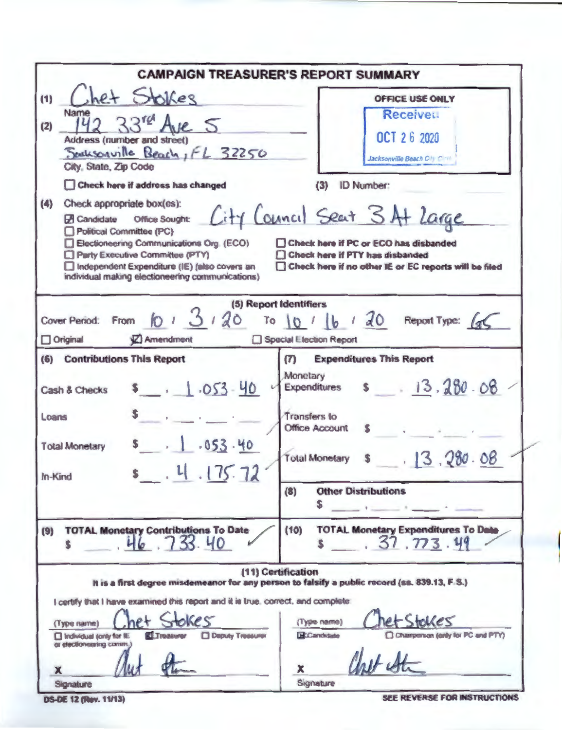# CAMPAIGN TREASURER'S REPORT SUMMARY

(1) Chet Stokes
Name

(2) 142 33rd Ave S
Address (number and street)

Jacksonville Beach, FL 32250
City, State, Zip Code

☐ Check here if address has changed

**OFFICE USE ONLY**
Received
OCT 26 2020
Jacksonville Beach City Clerk

(3) ID Number:

(4) Check appropriate box(es):

☒ Candidate Office Sought: City Council Seat 3 At Large
☐ Political Committee (PC)
☐ Electioneering Communications Org. (ECO)
☐ Party Executive Committee (PTY)
☐ Independent Expenditure (IE) (also covers an individual making electioneering communications)

☐ Check here if PC or ECO has disbanded
☐ Check here if PTY has disbanded
☐ Check here if no other IE or EC reports will be filed

## (5) Report Identifiers

Cover Period: From 10 / 3 / 20 To 10 / 16 / 20 Report Type: G5

☐ Original ☒ Amendment ☐ Special Election Report

| (6) Contributions This Report | | (7) Expenditures This Report | |
|---|---|---|---|
| Cash & Checks | $ 1,053.40 | Monetary Expenditures | $ 13,280.08 |
| Loans | $ | Transfers to Office Account | $ |
| Total Monetary | $ 1,053.40 | Total Monetary | $ 13,280.08 |
| In-Kind | $ 4,175.72 | (8) Other Distributions | $ |

| (9) TOTAL Monetary Contributions To Date | (10) TOTAL Monetary Expenditures To Date |
|---|---|
| $ 46,733.40 | $ 37,773.49 |

## (11) Certification

**It is a first degree misdemeanor for any person to falsify a public record (ss. 839.13, F.S.)**

I certify that I have examined this report and it is true, correct, and complete:

(Type name) Chet Stokes
☐ Individual (only for IE or electioneering comm.) ☒ Treasurer ☐ Deputy Treasurer
X [signature]
Signature

(Type name) Chet Stokes
☒ Candidate ☐ Chairperson (only for PC and PTY)
X [signature]
Signature

DS-DE 12 (Rev. 11/13)

SEE REVERSE FOR INSTRUCTIONS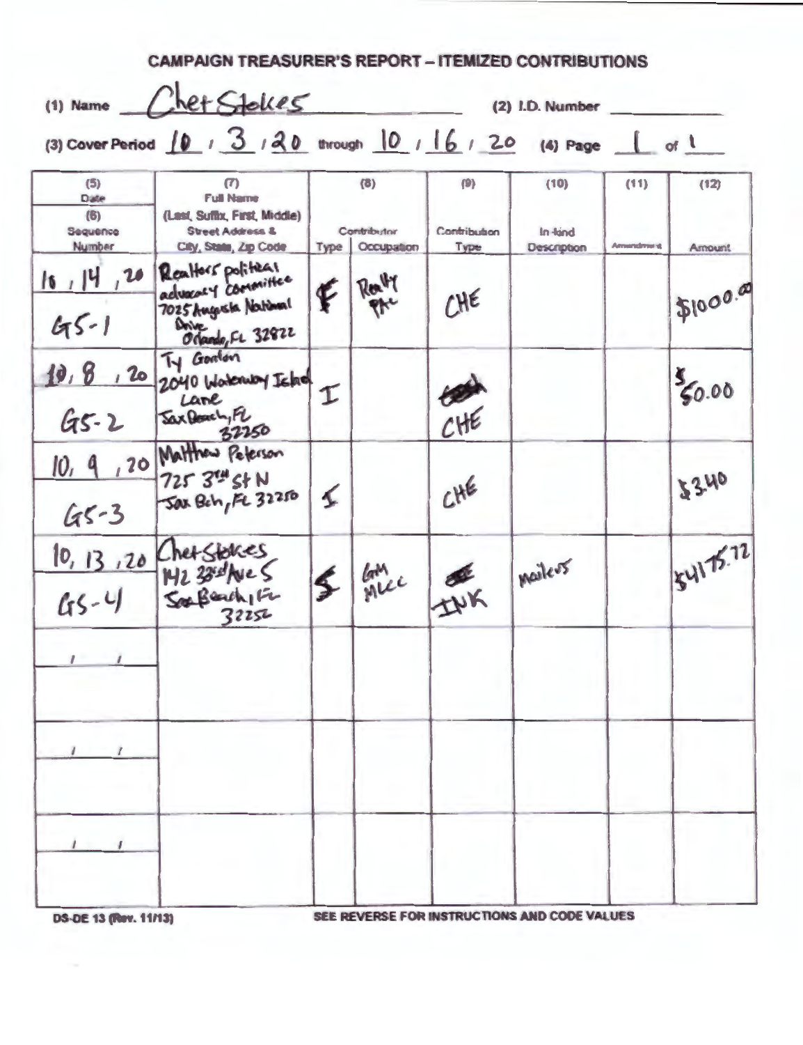# CAMPAIGN TREASURER'S REPORT – ITEMIZED CONTRIBUTIONS

(1) Name Chet Stokes (2) I.D. Number

(3) Cover Period 10 / 3 / 20 through 10 / 16 / 20 (4) Page 1 of 1

| (5) Date / (6) Sequence Number | (7) Full Name (Last, Suffix, First, Middle) Street Address & City, State, Zip Code | (8) Contributor Type | (8) Contributor Occupation | (9) Contribution Type | (10) In-kind Description | (11) Amendment | (12) Amount |
|---|---|---|---|---|---|---|---|
| 10 / 14 / 20 GS-1 | Realtors political advocacy Committee 7025 Augusta National Drive Orlando, FL 32822 | F | Realty PAC | CHE | | | $1000.00 |
| 10 / 8 / 20 GS-2 | Ty Gordon 2040 Waterway Island Lane Jax Beach, FL 32250 | I | | ~~cash~~ CHE | | | $50.00 |
| 10 / 9 / 20 GS-3 | Matthew Peterson 725 3rd St N Jax Bch, FL 32250 | I | | CHE | | | $340 |
| 10 / 13 / 20 GS-4 | Chet Stokes 142 33rd Ave S Jax Beach, FL 32250 | S | GM MLCC | ~~CHE~~ INK | mailers | | $4175.72 |
| / / | | | | | | | |
| / / | | | | | | | |
| / / | | | | | | | |

DS-DE 13 (Rev. 11/13) SEE REVERSE FOR INSTRUCTIONS AND CODE VALUES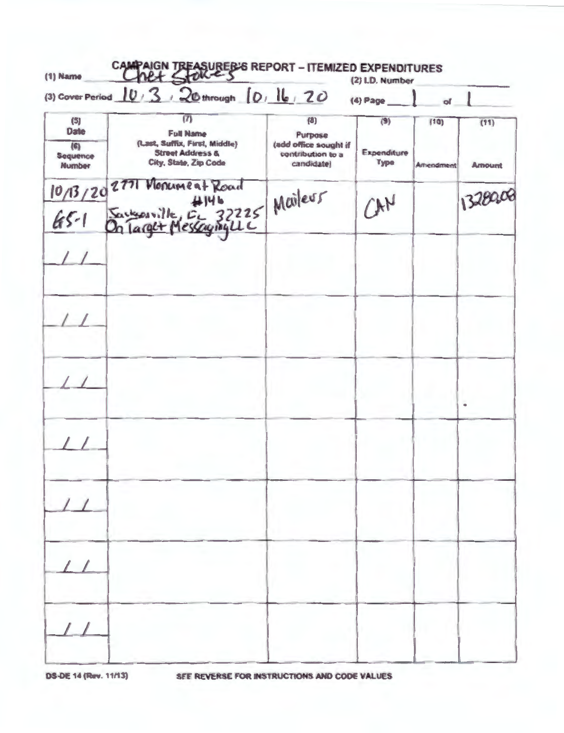# CAMPAIGN TREASURER'S REPORT – ITEMIZED EXPENDITURES

(1) Name Chet Stokes (2) I.D. Number

(3) Cover Period 10 / 3 / 20 through 10 / 16 / 20 (4) Page 1 of 1

| (5) Date / (6) Sequence Number | (7) Full Name (Last, Suffix, First, Middle) Street Address & City, State, Zip Code | (8) Purpose (add office sought if contribution to a candidate) | (9) Expenditure Type | (10) Amendment | (11) Amount |
|---|---|---|---|---|---|
| 10/13/20 65-1 | 2771 Monument Road #146 Jacksonville, FL 32225 On Target Messaging LLC | Mailers | CAN | | 13280.08 |
| / / | | | | | |
| / / | | | | | |
| / / | | | | | . |
| / / | | | | | |
| / / | | | | | |
| / / | | | | | |
| / / | | | | | |

DS-DE 14 (Rev. 11/13) SEE REVERSE FOR INSTRUCTIONS AND CODE VALUES